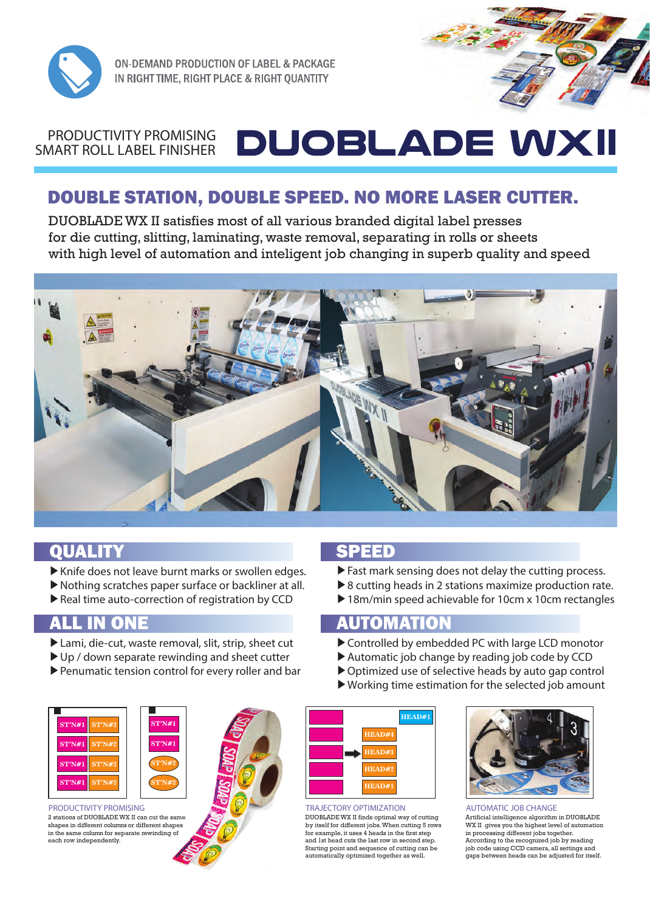ON-DEMAND PRODUCTION OF LABEL & PACKAGE
IN RIGHT TIME, RIGHT PLACE & RIGHT QUANTITY

PRODUCTIVITY PROMISING
SMART ROLL LABEL FINISHER

# DUOBLADE WXII

## DOUBLE STATION, DOUBLE SPEED. NO MORE LASER CUTTER.

DUOBLADE WX II satisfies most of all various branded digital label presses
for die cutting, slitting, laminating, waste removal, separating in rolls or sheets
with high level of automation and inteligent job changing in superb quality and speed

## QUALITY

- Knife does not leave burnt marks or swollen edges.
- Nothing scratches paper surface or backliner at all.
- Real time auto-correction of registration by CCD

## SPEED

- Fast mark sensing does not delay the cutting process.
- 8 cutting heads in 2 stations maximize production rate.
- 18m/min speed achievable for 10cm x 10cm rectangles

## ALL IN ONE

- Lami, die-cut, waste removal, slit, strip, sheet cut
- Up / down separate rewinding and sheet cutter
- Penumatic tension control for every roller and bar

## AUTOMATION

- Controlled by embedded PC with large LCD monotor
- Automatic job change by reading job code by CCD
- Optimized use of selective heads by auto gap control
- Working time estimation for the selected job amount

| ST'N#1 | ST'N#2 |
|---|---|
| ST'N#1 | ST'N#2 |
| ST'N#1 | ST'N#2 |
| ST'N#1 | ST'N#2 |

| ST'N#1 |
|---|
| ST'N#1 |
| ST'N#2 |
| ST'N#2 |

PRODUCTIVITY PROMISING
2 stations of DUOBLADE WX II can cut the same shapes in different columns or different shapes in the same column for separate rewinding of each row independently.

HEAD#1
HEAD#4
HEAD#3
HEAD#2
HEAD#1

TRAJECTORY OPTIMIZATION
DUOBLADE WX II finds optimal way of cutting by itself for different jobs. When cutting 5 rows for example, it uses 4 heads in the first step and 1st head cuts the last row in second step. Starting point and sequence of cutting can be automatically optimized together as well.

AUTOMATIC JOB CHANGE
Artificial intelligence algorithm in DUOBLADE WX II gives you the highest level of automation in processing different jobs together. According to the recognized job by reading job code using CCD camera, all settings and gaps between heads can be adjusted for itself.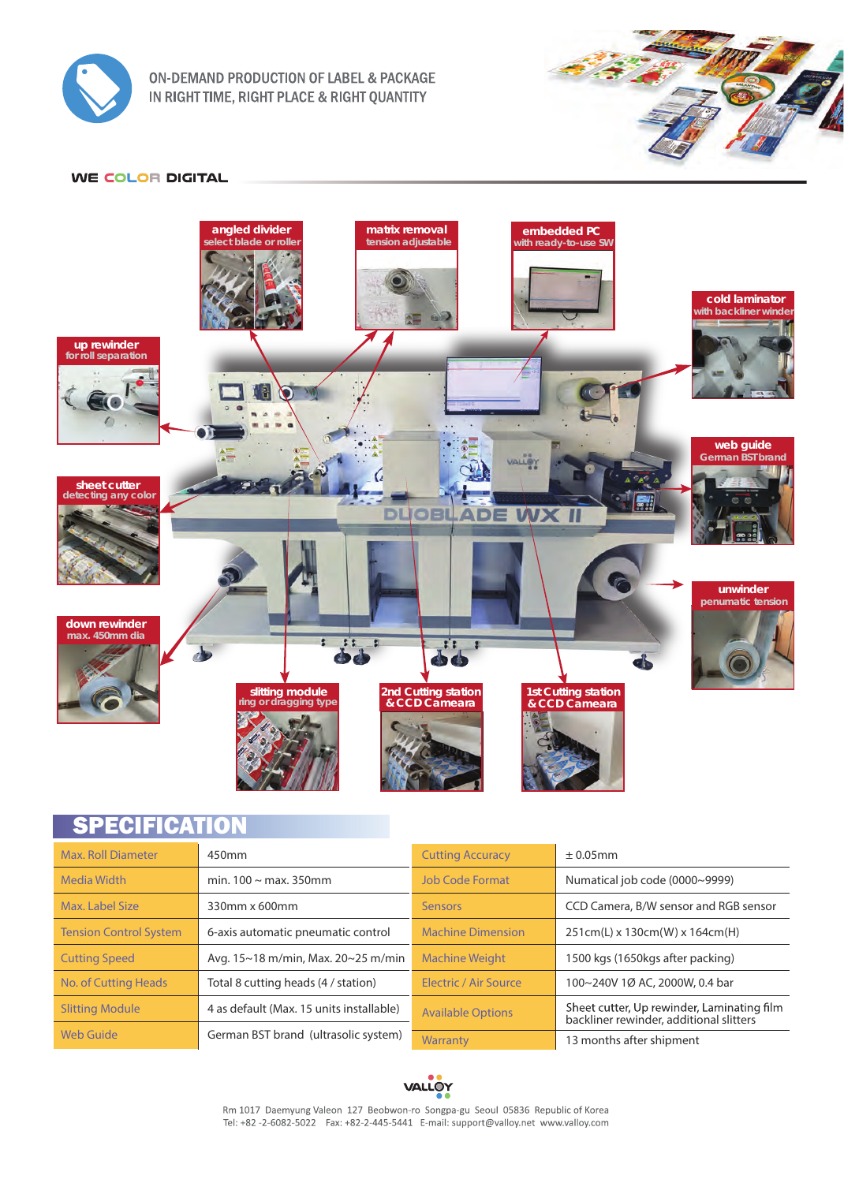ON-DEMAND PRODUCTION OF LABEL & PACKAGE
IN RIGHT TIME, RIGHT PLACE & RIGHT QUANTITY

**WE COLOR DIGITAL**

angled divider
select blade or roller

matrix removal
tension adjustable

embedded PC
with ready-to-use SW

cold laminator
with backliner winder

up rewinder
for roll separation

web guide
German BST brand

sheet cutter
detecting any color

DUOBLADE WX II

unwinder
penumatic tension

down rewinder
max. 450mm dia

slitting module
ring or dragging type

2nd Cutting station
& CCD Camera

1st Cutting station
& CCD Camera

## SPECIFICATION

| | | | |
|---|---|---|---|
| Max. Roll Diameter | 450mm | Cutting Accuracy | ± 0.05mm |
| Media Width | min. 100 ~ max. 350mm | Job Code Format | Numatical job code (0000~9999) |
| Max. Label Size | 330mm x 600mm | Sensors | CCD Camera, B/W sensor and RGB sensor |
| Tension Control System | 6-axis automatic pneumatic control | Machine Dimension | 251cm(L) x 130cm(W) x 164cm(H) |
| Cutting Speed | Avg. 15~18 m/min, Max. 20~25 m/min | Machine Weight | 1500 kgs (1650kgs after packing) |
| No. of Cutting Heads | Total 8 cutting heads (4 / station) | Electric / Air Source | 100~240V 1Ø AC, 2000W, 0.4 bar |
| Slitting Module | 4 as default (Max. 15 units installable) | Available Options | Sheet cutter, Up rewinder, Laminating film backliner rewinder, additional slitters |
| Web Guide | German BST brand (ultrasolic system) | Warranty | 13 months after shipment |

VALLOY

Rm 1017 Daemyung Valeon 127 Beobwon-ro Songpa-gu Seoul 05836 Republic of Korea
Tel: +82 -2-6082-5022 Fax: +82-2-445-5441 E-mail: support@valloy.net www.valloy.com